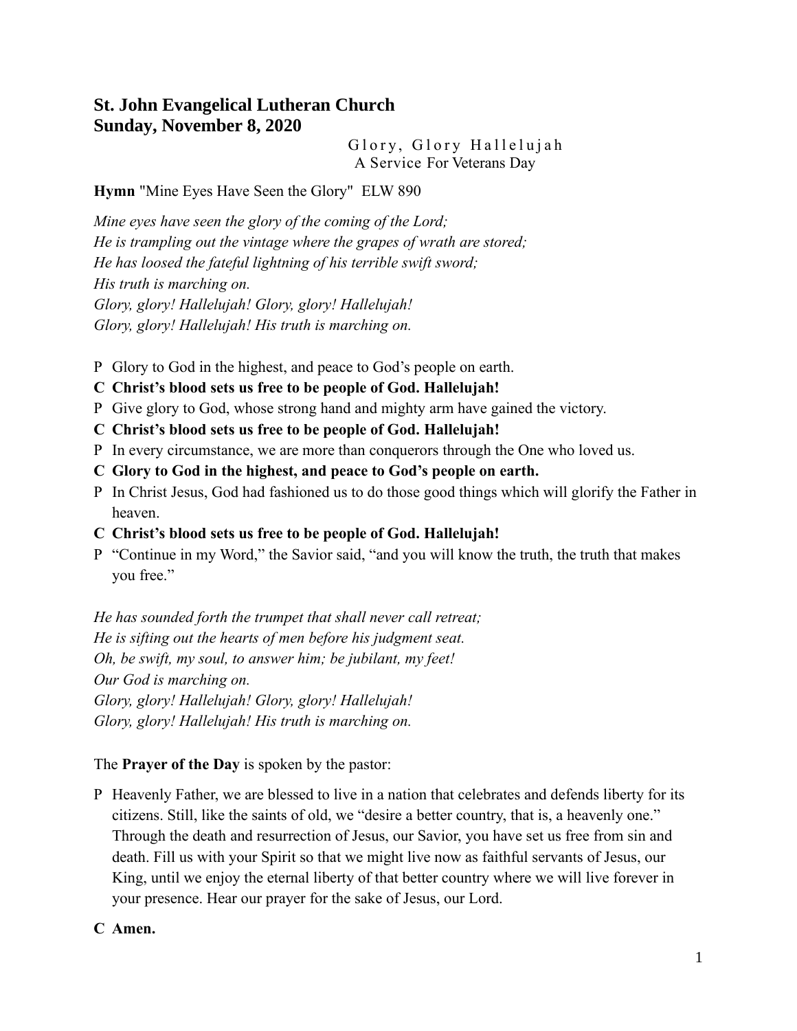# St. John Evangelical Lutheran Church
# Sunday, November 8, 2020

Glory, Glory Hallelujah
A Service For Veterans Day

**Hymn** "Mine Eyes Have Seen the Glory" ELW 890

*Mine eyes have seen the glory of the coming of the Lord;*
*He is trampling out the vintage where the grapes of wrath are stored;*
*He has loosed the fateful lightning of his terrible swift sword;*
*His truth is marching on.*
*Glory, glory! Hallelujah! Glory, glory! Hallelujah!*
*Glory, glory! Hallelujah! His truth is marching on.*

P Glory to God in the highest, and peace to God's people on earth.

**C Christ's blood sets us free to be people of God. Hallelujah!**

P Give glory to God, whose strong hand and mighty arm have gained the victory.

**C Christ's blood sets us free to be people of God. Hallelujah!**

P In every circumstance, we are more than conquerors through the One who loved us.

**C Glory to God in the highest, and peace to God's people on earth.**

P In Christ Jesus, God had fashioned us to do those good things which will glorify the Father in heaven.

**C Christ's blood sets us free to be people of God. Hallelujah!**

P "Continue in my Word," the Savior said, "and you will know the truth, the truth that makes you free."

*He has sounded forth the trumpet that shall never call retreat;*
*He is sifting out the hearts of men before his judgment seat.*
*Oh, be swift, my soul, to answer him; be jubilant, my feet!*
*Our God is marching on.*
*Glory, glory! Hallelujah! Glory, glory! Hallelujah!*
*Glory, glory! Hallelujah! His truth is marching on.*

The **Prayer of the Day** is spoken by the pastor:

P Heavenly Father, we are blessed to live in a nation that celebrates and defends liberty for its citizens. Still, like the saints of old, we "desire a better country, that is, a heavenly one." Through the death and resurrection of Jesus, our Savior, you have set us free from sin and death. Fill us with your Spirit so that we might live now as faithful servants of Jesus, our King, until we enjoy the eternal liberty of that better country where we will live forever in your presence. Hear our prayer for the sake of Jesus, our Lord.

**C Amen.**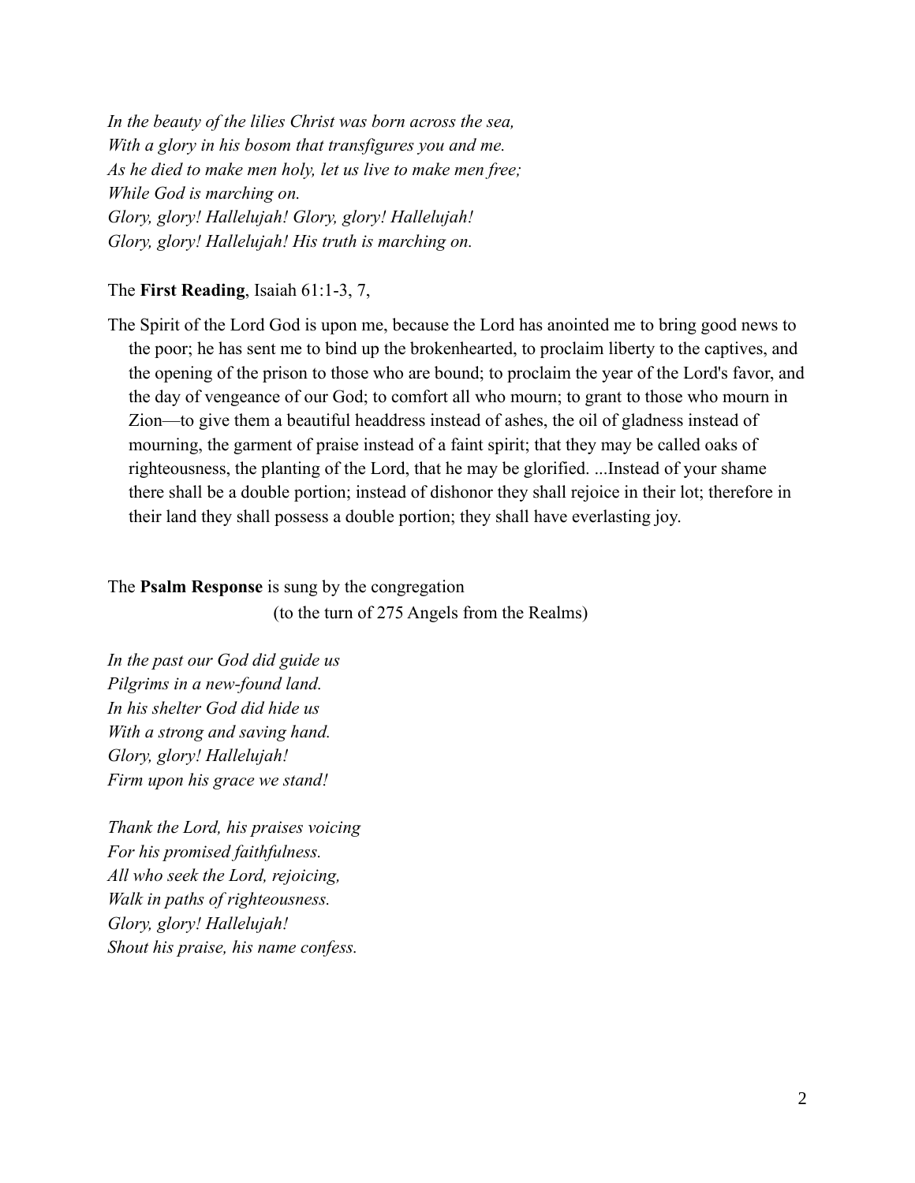*In the beauty of the lilies Christ was born across the sea,*
*With a glory in his bosom that transfigures you and me.*
*As he died to make men holy, let us live to make men free;*
*While God is marching on.*
*Glory, glory! Hallelujah! Glory, glory! Hallelujah!*
*Glory, glory! Hallelujah! His truth is marching on.*

The **First Reading**, Isaiah 61:1-3, 7,

The Spirit of the Lord God is upon me, because the Lord has anointed me to bring good news to the poor; he has sent me to bind up the brokenhearted, to proclaim liberty to the captives, and the opening of the prison to those who are bound; to proclaim the year of the Lord's favor, and the day of vengeance of our God; to comfort all who mourn; to grant to those who mourn in Zion—to give them a beautiful headdress instead of ashes, the oil of gladness instead of mourning, the garment of praise instead of a faint spirit; that they may be called oaks of righteousness, the planting of the Lord, that he may be glorified. ...Instead of your shame there shall be a double portion; instead of dishonor they shall rejoice in their lot; therefore in their land they shall possess a double portion; they shall have everlasting joy.

The **Psalm Response** is sung by the congregation
(to the turn of 275 Angels from the Realms)

*In the past our God did guide us*
*Pilgrims in a new-found land.*
*In his shelter God did hide us*
*With a strong and saving hand.*
*Glory, glory! Hallelujah!*
*Firm upon his grace we stand!*

*Thank the Lord, his praises voicing*
*For his promised faithfulness.*
*All who seek the Lord, rejoicing,*
*Walk in paths of righteousness.*
*Glory, glory! Hallelujah!*
*Shout his praise, his name confess.*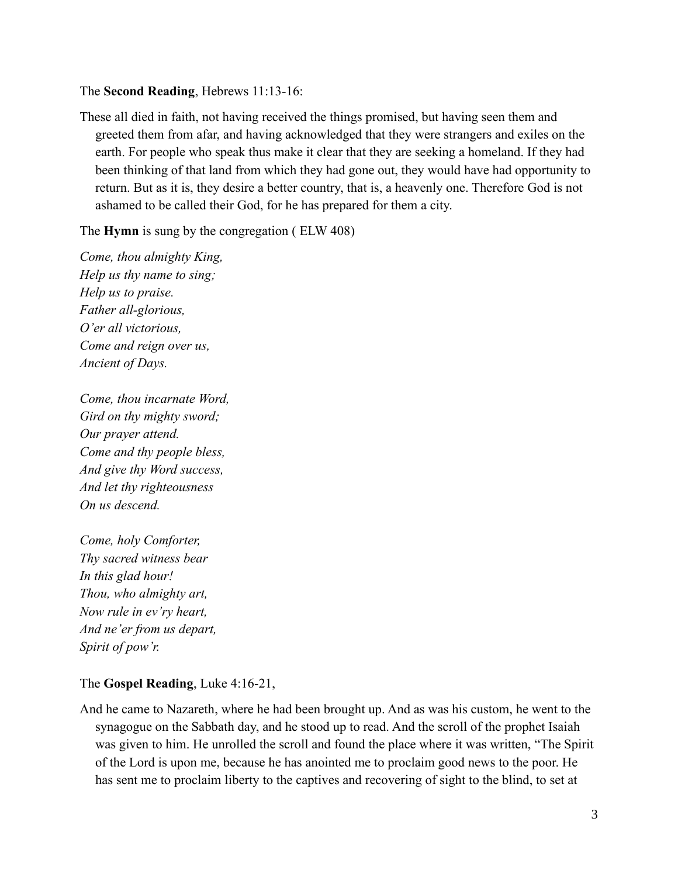The **Second Reading**, Hebrews 11:13-16:

These all died in faith, not having received the things promised, but having seen them and greeted them from afar, and having acknowledged that they were strangers and exiles on the earth. For people who speak thus make it clear that they are seeking a homeland. If they had been thinking of that land from which they had gone out, they would have had opportunity to return. But as it is, they desire a better country, that is, a heavenly one. Therefore God is not ashamed to be called their God, for he has prepared for them a city.

The **Hymn** is sung by the congregation ( ELW 408)

*Come, thou almighty King,*
*Help us thy name to sing;*
*Help us to praise.*
*Father all-glorious,*
*O'er all victorious,*
*Come and reign over us,*
*Ancient of Days.*

*Come, thou incarnate Word,*
*Gird on thy mighty sword;*
*Our prayer attend.*
*Come and thy people bless,*
*And give thy Word success,*
*And let thy righteousness*
*On us descend.*

*Come, holy Comforter,*
*Thy sacred witness bear*
*In this glad hour!*
*Thou, who almighty art,*
*Now rule in ev'ry heart,*
*And ne'er from us depart,*
*Spirit of pow'r.*

The **Gospel Reading**, Luke 4:16-21,

And he came to Nazareth, where he had been brought up. And as was his custom, he went to the synagogue on the Sabbath day, and he stood up to read. And the scroll of the prophet Isaiah was given to him. He unrolled the scroll and found the place where it was written, "The Spirit of the Lord is upon me, because he has anointed me to proclaim good news to the poor. He has sent me to proclaim liberty to the captives and recovering of sight to the blind, to set at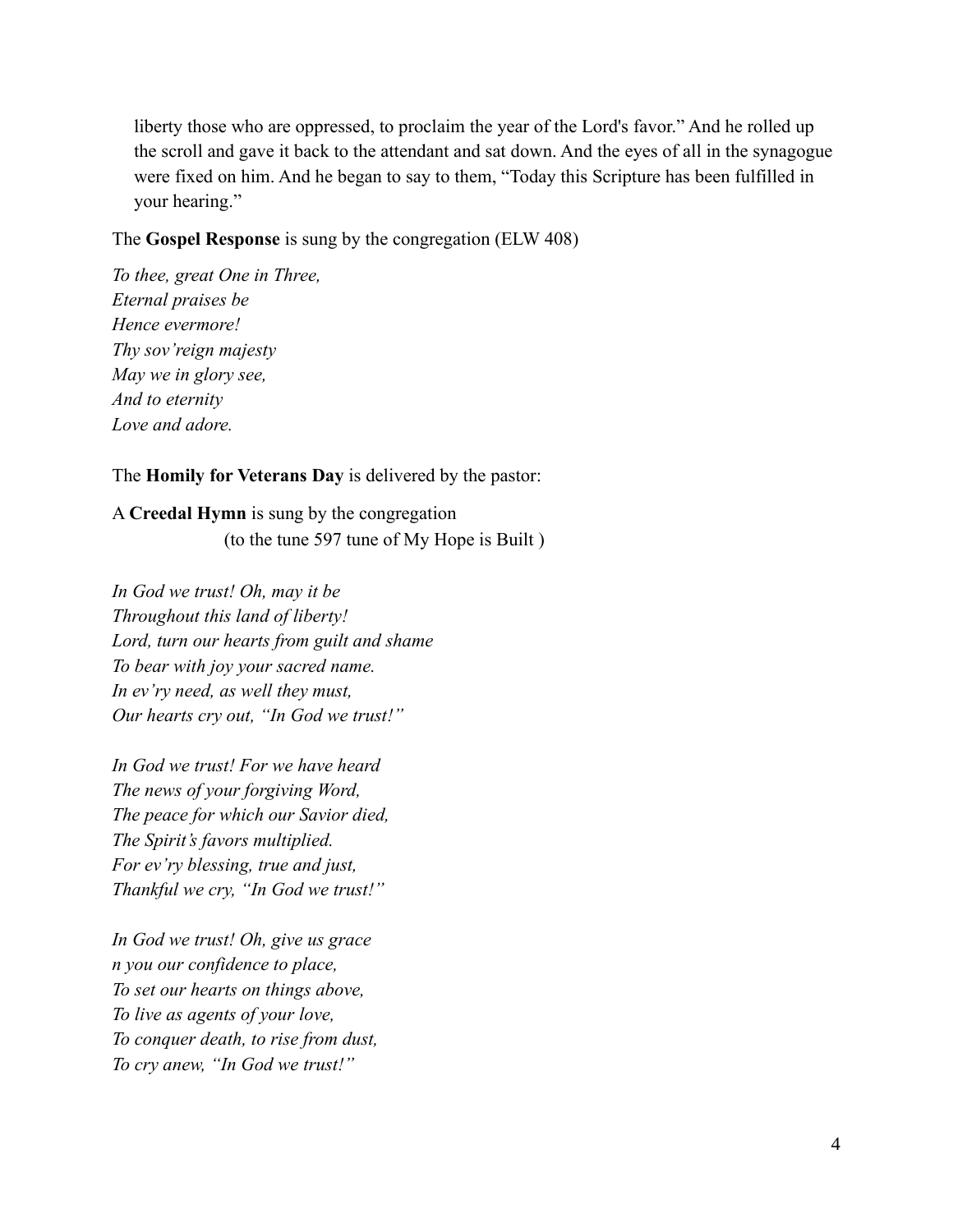liberty those who are oppressed, to proclaim the year of the Lord's favor." And he rolled up the scroll and gave it back to the attendant and sat down. And the eyes of all in the synagogue were fixed on him. And he began to say to them, "Today this Scripture has been fulfilled in your hearing."

The **Gospel Response** is sung by the congregation (ELW 408)

*To thee, great One in Three,*
*Eternal praises be*
*Hence evermore!*
*Thy sov'reign majesty*
*May we in glory see,*
*And to eternity*
*Love and adore.*

The **Homily for Veterans Day** is delivered by the pastor:

A **Creedal Hymn** is sung by the congregation
(to the tune 597 tune of My Hope is Built )

*In God we trust! Oh, may it be*
*Throughout this land of liberty!*
*Lord, turn our hearts from guilt and shame*
*To bear with joy your sacred name.*
*In ev'ry need, as well they must,*
*Our hearts cry out, "In God we trust!"*

*In God we trust! For we have heard*
*The news of your forgiving Word,*
*The peace for which our Savior died,*
*The Spirit's favors multiplied.*
*For ev'ry blessing, true and just,*
*Thankful we cry, "In God we trust!"*

*In God we trust! Oh, give us grace*
*n you our confidence to place,*
*To set our hearts on things above,*
*To live as agents of your love,*
*To conquer death, to rise from dust,*
*To cry anew, "In God we trust!"*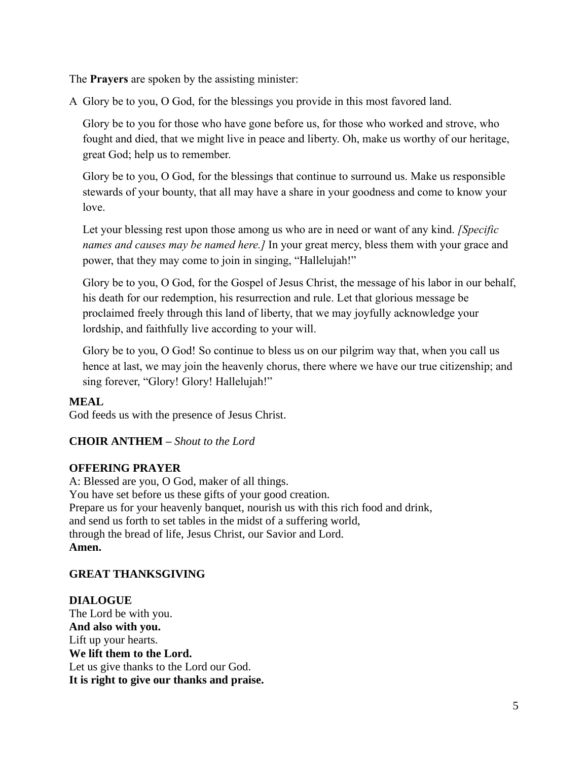The **Prayers** are spoken by the assisting minister:

A  Glory be to you, O God, for the blessings you provide in this most favored land.

Glory be to you for those who have gone before us, for those who worked and strove, who fought and died, that we might live in peace and liberty. Oh, make us worthy of our heritage, great God; help us to remember.

Glory be to you, O God, for the blessings that continue to surround us. Make us responsible stewards of your bounty, that all may have a share in your goodness and come to know your love.

Let your blessing rest upon those among us who are in need or want of any kind. *[Specific names and causes may be named here.]* In your great mercy, bless them with your grace and power, that they may come to join in singing, "Hallelujah!"

Glory be to you, O God, for the Gospel of Jesus Christ, the message of his labor in our behalf, his death for our redemption, his resurrection and rule. Let that glorious message be proclaimed freely through this land of liberty, that we may joyfully acknowledge your lordship, and faithfully live according to your will.

Glory be to you, O God! So continue to bless us on our pilgrim way that, when you call us hence at last, we may join the heavenly chorus, there where we have our true citizenship; and sing forever, "Glory! Glory! Hallelujah!"

**MEAL**
God feeds us with the presence of Jesus Christ.

**CHOIR ANTHEM –** *Shout to the Lord*

**OFFERING PRAYER**
A: Blessed are you, O God, maker of all things.
You have set before us these gifts of your good creation.
Prepare us for your heavenly banquet, nourish us with this rich food and drink,
and send us forth to set tables in the midst of a suffering world,
through the bread of life, Jesus Christ, our Savior and Lord.
**Amen.**

**GREAT THANKSGIVING**

**DIALOGUE**
The Lord be with you.
**And also with you.**
Lift up your hearts.
**We lift them to the Lord.**
Let us give thanks to the Lord our God.
**It is right to give our thanks and praise.**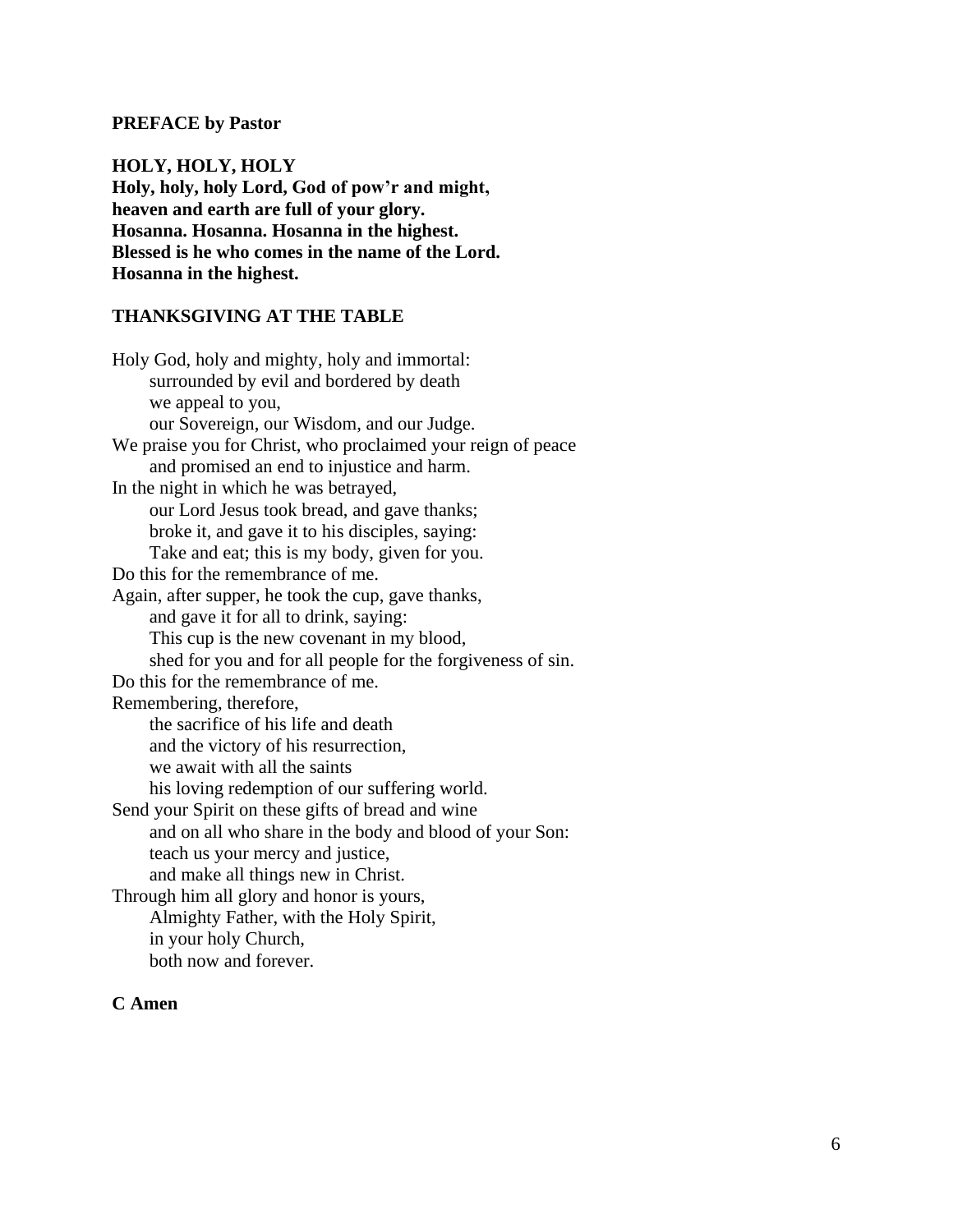**PREFACE by Pastor**

**HOLY, HOLY, HOLY**
**Holy, holy, holy Lord, God of pow'r and might,**
**heaven and earth are full of your glory.**
**Hosanna. Hosanna. Hosanna in the highest.**
**Blessed is he who comes in the name of the Lord.**
**Hosanna in the highest.**

**THANKSGIVING AT THE TABLE**

Holy God, holy and mighty, holy and immortal:
  surrounded by evil and bordered by death
  we appeal to you,
  our Sovereign, our Wisdom, and our Judge.
We praise you for Christ, who proclaimed your reign of peace
  and promised an end to injustice and harm.
In the night in which he was betrayed,
  our Lord Jesus took bread, and gave thanks;
  broke it, and gave it to his disciples, saying:
  Take and eat; this is my body, given for you.
Do this for the remembrance of me.
Again, after supper, he took the cup, gave thanks,
  and gave it for all to drink, saying:
  This cup is the new covenant in my blood,
  shed for you and for all people for the forgiveness of sin.
Do this for the remembrance of me.
Remembering, therefore,
  the sacrifice of his life and death
  and the victory of his resurrection,
  we await with all the saints
  his loving redemption of our suffering world.
Send your Spirit on these gifts of bread and wine
  and on all who share in the body and blood of your Son:
  teach us your mercy and justice,
  and make all things new in Christ.
Through him all glory and honor is yours,
  Almighty Father, with the Holy Spirit,
  in your holy Church,
  both now and forever.

**C Amen**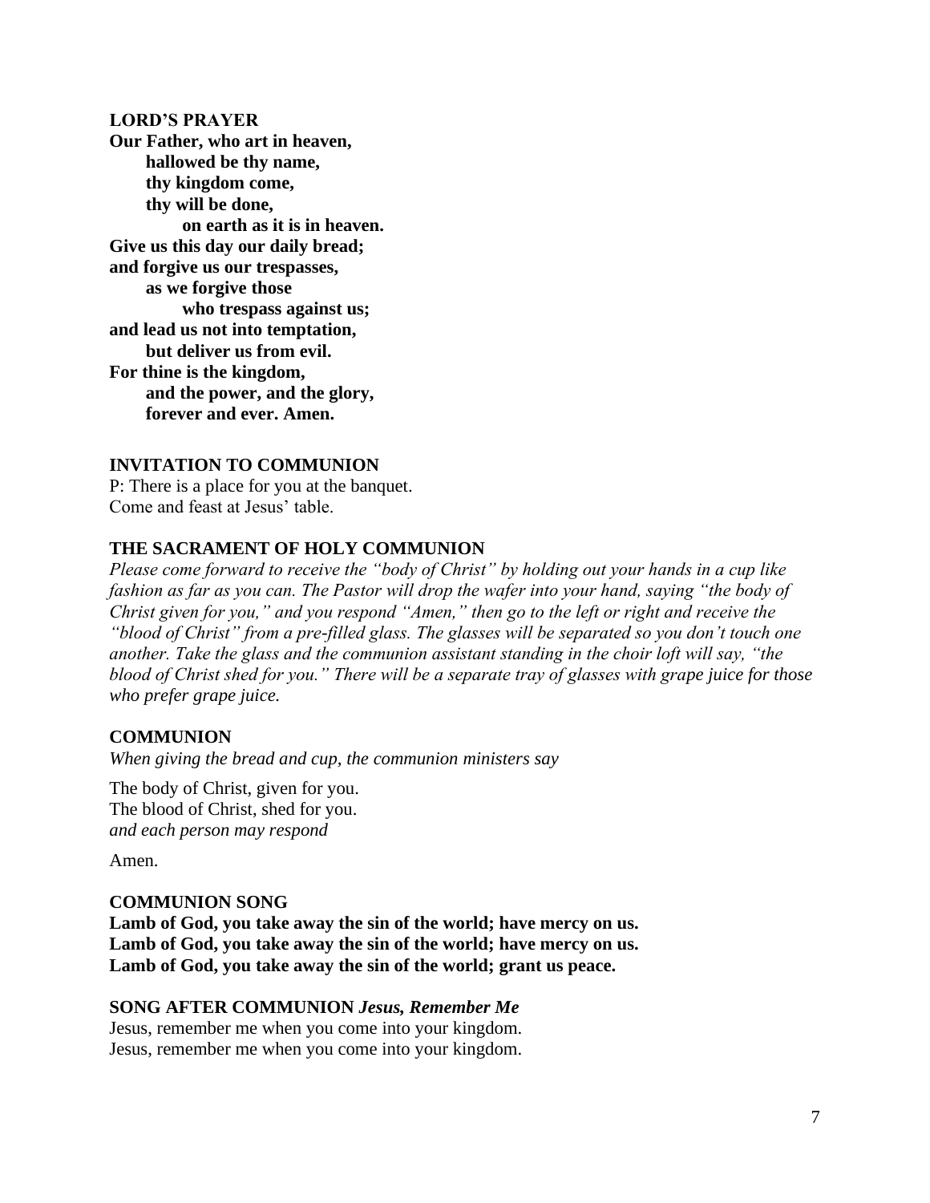**LORD'S PRAYER**

**Our Father, who art in heaven,**
**hallowed be thy name,**
**thy kingdom come,**
**thy will be done,**
**on earth as it is in heaven.**
**Give us this day our daily bread;**
**and forgive us our trespasses,**
**as we forgive those**
**who trespass against us;**
**and lead us not into temptation,**
**but deliver us from evil.**
**For thine is the kingdom,**
**and the power, and the glory,**
**forever and ever. Amen.**

**INVITATION TO COMMUNION**

P: There is a place for you at the banquet.
Come and feast at Jesus' table.

**THE SACRAMENT OF HOLY COMMUNION**

*Please come forward to receive the "body of Christ" by holding out your hands in a cup like fashion as far as you can. The Pastor will drop the wafer into your hand, saying "the body of Christ given for you," and you respond "Amen," then go to the left or right and receive the "blood of Christ" from a pre-filled glass. The glasses will be separated so you don't touch one another. Take the glass and the communion assistant standing in the choir loft will say, "the blood of Christ shed for you." There will be a separate tray of glasses with grape juice for those who prefer grape juice.*

**COMMUNION**

*When giving the bread and cup, the communion ministers say*

The body of Christ, given for you.
The blood of Christ, shed for you.
*and each person may respond*

Amen.

**COMMUNION SONG**

**Lamb of God, you take away the sin of the world; have mercy on us.**
**Lamb of God, you take away the sin of the world; have mercy on us.**
**Lamb of God, you take away the sin of the world; grant us peace.**

**SONG AFTER COMMUNION** ***Jesus, Remember Me***

Jesus, remember me when you come into your kingdom.
Jesus, remember me when you come into your kingdom.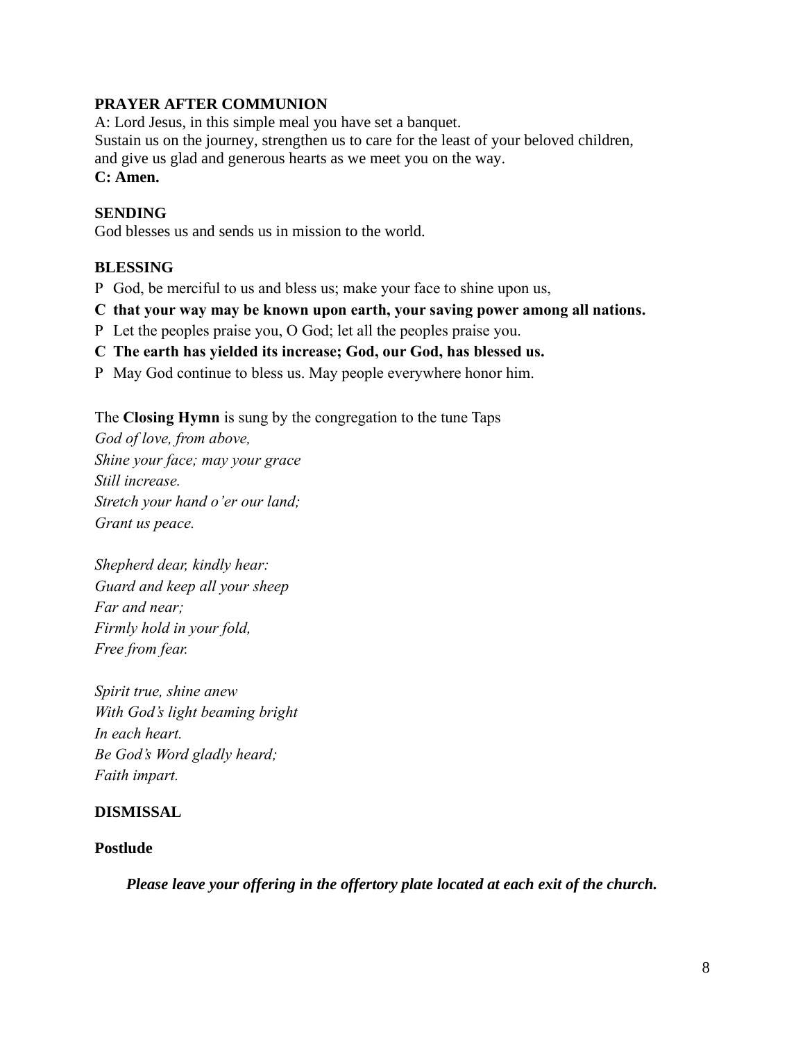**PRAYER AFTER COMMUNION**

A: Lord Jesus, in this simple meal you have set a banquet.
Sustain us on the journey, strengthen us to care for the least of your beloved children,
and give us glad and generous hearts as we meet you on the way.
**C: Amen.**

**SENDING**

God blesses us and sends us in mission to the world.

**BLESSING**

P God, be merciful to us and bless us; make your face to shine upon us,

**C that your way may be known upon earth, your saving power among all nations.**

P Let the peoples praise you, O God; let all the peoples praise you.

**C The earth has yielded its increase; God, our God, has blessed us.**

P May God continue to bless us. May people everywhere honor him.

The **Closing Hymn** is sung by the congregation to the tune Taps

*God of love, from above,*
*Shine your face; may your grace*
*Still increase.*
*Stretch your hand o'er our land;*
*Grant us peace.*

*Shepherd dear, kindly hear:*
*Guard and keep all your sheep*
*Far and near;*
*Firmly hold in your fold,*
*Free from fear.*

*Spirit true, shine anew*
*With God's light beaming bright*
*In each heart.*
*Be God's Word gladly heard;*
*Faith impart.*

**DISMISSAL**

**Postlude**

***Please leave your offering in the offertory plate located at each exit of the church.***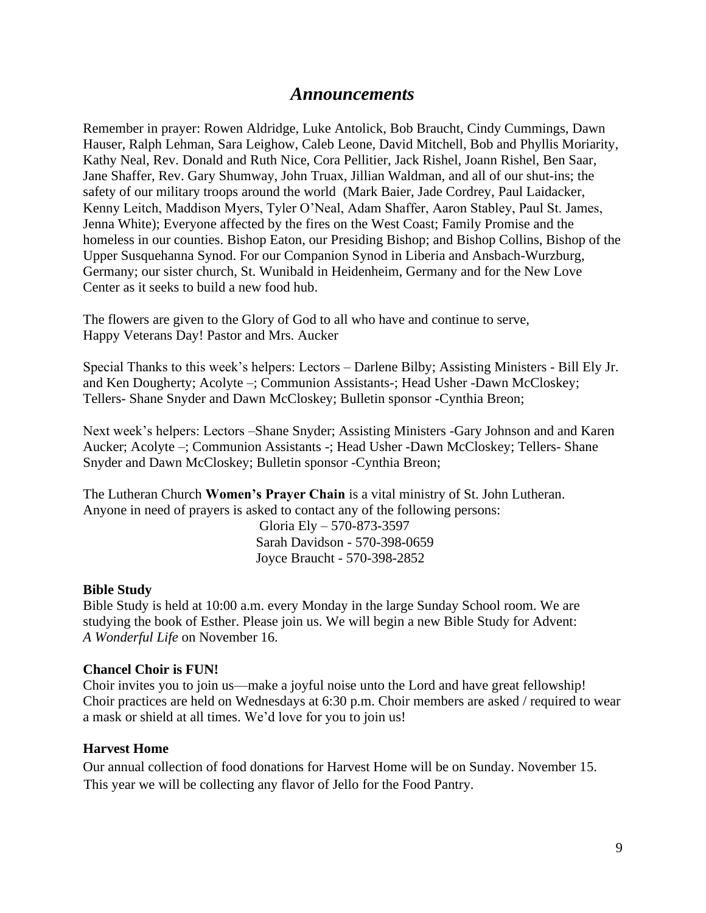# *Announcements*

Remember in prayer: Rowen Aldridge, Luke Antolick, Bob Braucht, Cindy Cummings, Dawn Hauser, Ralph Lehman, Sara Leighow, Caleb Leone, David Mitchell, Bob and Phyllis Moriarity, Kathy Neal, Rev. Donald and Ruth Nice, Cora Pellitier, Jack Rishel, Joann Rishel, Ben Saar, Jane Shaffer, Rev. Gary Shumway, John Truax, Jillian Waldman, and all of our shut-ins; the safety of our military troops around the world (Mark Baier, Jade Cordrey, Paul Laidacker, Kenny Leitch, Maddison Myers, Tyler O'Neal, Adam Shaffer, Aaron Stabley, Paul St. James, Jenna White); Everyone affected by the fires on the West Coast; Family Promise and the homeless in our counties. Bishop Eaton, our Presiding Bishop; and Bishop Collins, Bishop of the Upper Susquehanna Synod. For our Companion Synod in Liberia and Ansbach-Wurzburg, Germany; our sister church, St. Wunibald in Heidenheim, Germany and for the New Love Center as it seeks to build a new food hub.

The flowers are given to the Glory of God to all who have and continue to serve,
Happy Veterans Day! Pastor and Mrs. Aucker

Special Thanks to this week's helpers: Lectors – Darlene Bilby; Assisting Ministers - Bill Ely Jr. and Ken Dougherty; Acolyte –; Communion Assistants-; Head Usher -Dawn McCloskey; Tellers- Shane Snyder and Dawn McCloskey; Bulletin sponsor -Cynthia Breon;

Next week's helpers: Lectors –Shane Snyder; Assisting Ministers -Gary Johnson and and Karen Aucker; Acolyte –; Communion Assistants -; Head Usher -Dawn McCloskey; Tellers- Shane Snyder and Dawn McCloskey; Bulletin sponsor -Cynthia Breon;

The Lutheran Church **Women's Prayer Chain** is a vital ministry of St. John Lutheran.
Anyone in need of prayers is asked to contact any of the following persons:

Gloria Ely – 570-873-3597
Sarah Davidson - 570-398-0659
Joyce Braucht - 570-398-2852

**Bible Study**

Bible Study is held at 10:00 a.m. every Monday in the large Sunday School room. We are studying the book of Esther. Please join us. We will begin a new Bible Study for Advent: *A Wonderful Life* on November 16.

**Chancel Choir is FUN!**

Choir invites you to join us—make a joyful noise unto the Lord and have great fellowship! Choir practices are held on Wednesdays at 6:30 p.m. Choir members are asked / required to wear a mask or shield at all times. We'd love for you to join us!

**Harvest Home**

Our annual collection of food donations for Harvest Home will be on Sunday. November 15. This year we will be collecting any flavor of Jello for the Food Pantry.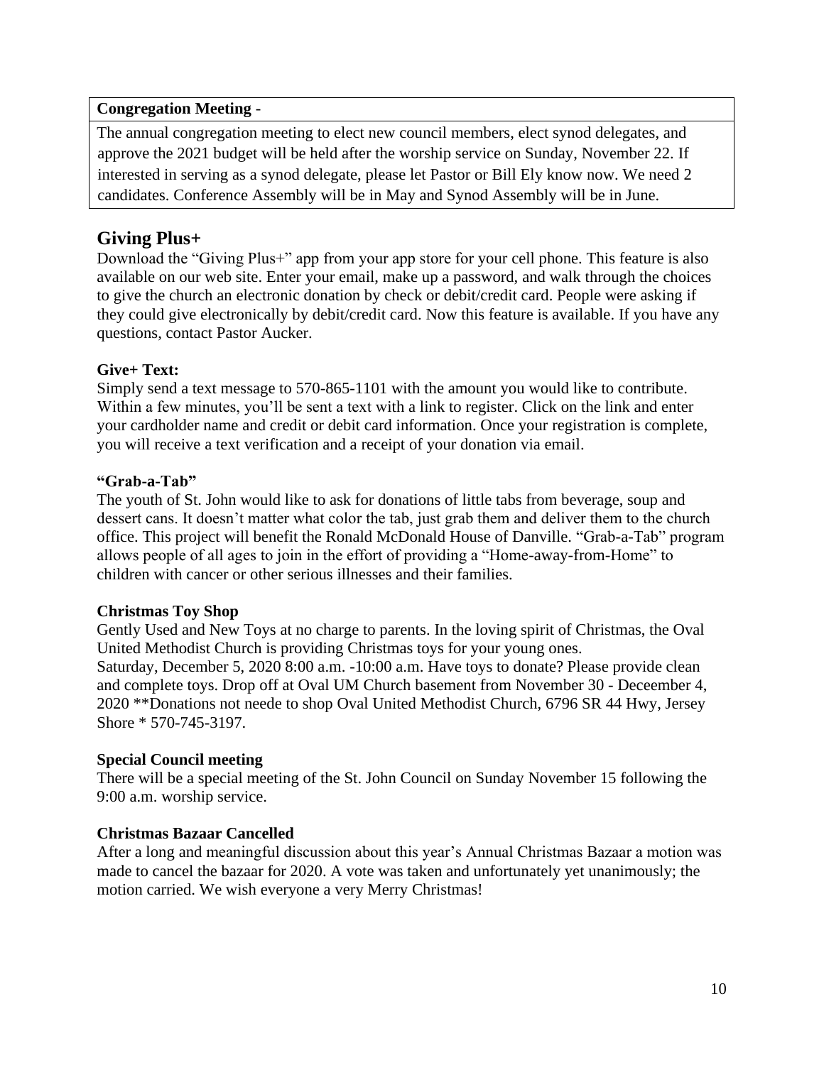**Congregation Meeting** -

The annual congregation meeting to elect new council members, elect synod delegates, and approve the 2021 budget will be held after the worship service on Sunday, November 22. If interested in serving as a synod delegate, please let Pastor or Bill Ely know now. We need 2 candidates. Conference Assembly will be in May and Synod Assembly will be in June.

## Giving Plus+

Download the "Giving Plus+" app from your app store for your cell phone. This feature is also available on our web site. Enter your email, make up a password, and walk through the choices to give the church an electronic donation by check or debit/credit card. People were asking if they could give electronically by debit/credit card. Now this feature is available. If you have any questions, contact Pastor Aucker.

**Give+ Text:**

Simply send a text message to 570-865-1101 with the amount you would like to contribute. Within a few minutes, you'll be sent a text with a link to register. Click on the link and enter your cardholder name and credit or debit card information. Once your registration is complete, you will receive a text verification and a receipt of your donation via email.

**"Grab-a-Tab"**

The youth of St. John would like to ask for donations of little tabs from beverage, soup and dessert cans. It doesn't matter what color the tab, just grab them and deliver them to the church office. This project will benefit the Ronald McDonald House of Danville. "Grab-a-Tab" program allows people of all ages to join in the effort of providing a "Home-away-from-Home" to children with cancer or other serious illnesses and their families.

**Christmas Toy Shop**

Gently Used and New Toys at no charge to parents. In the loving spirit of Christmas, the Oval United Methodist Church is providing Christmas toys for your young ones.
Saturday, December 5, 2020 8:00 a.m. -10:00 a.m. Have toys to donate? Please provide clean and complete toys. Drop off at Oval UM Church basement from November 30 - Deceember 4, 2020 **Donations not neede to shop Oval United Methodist Church, 6796 SR 44 Hwy, Jersey Shore * 570-745-3197.

**Special Council meeting**

There will be a special meeting of the St. John Council on Sunday November 15 following the 9:00 a.m. worship service.

**Christmas Bazaar Cancelled**

After a long and meaningful discussion about this year's Annual Christmas Bazaar a motion was made to cancel the bazaar for 2020. A vote was taken and unfortunately yet unanimously; the motion carried. We wish everyone a very Merry Christmas!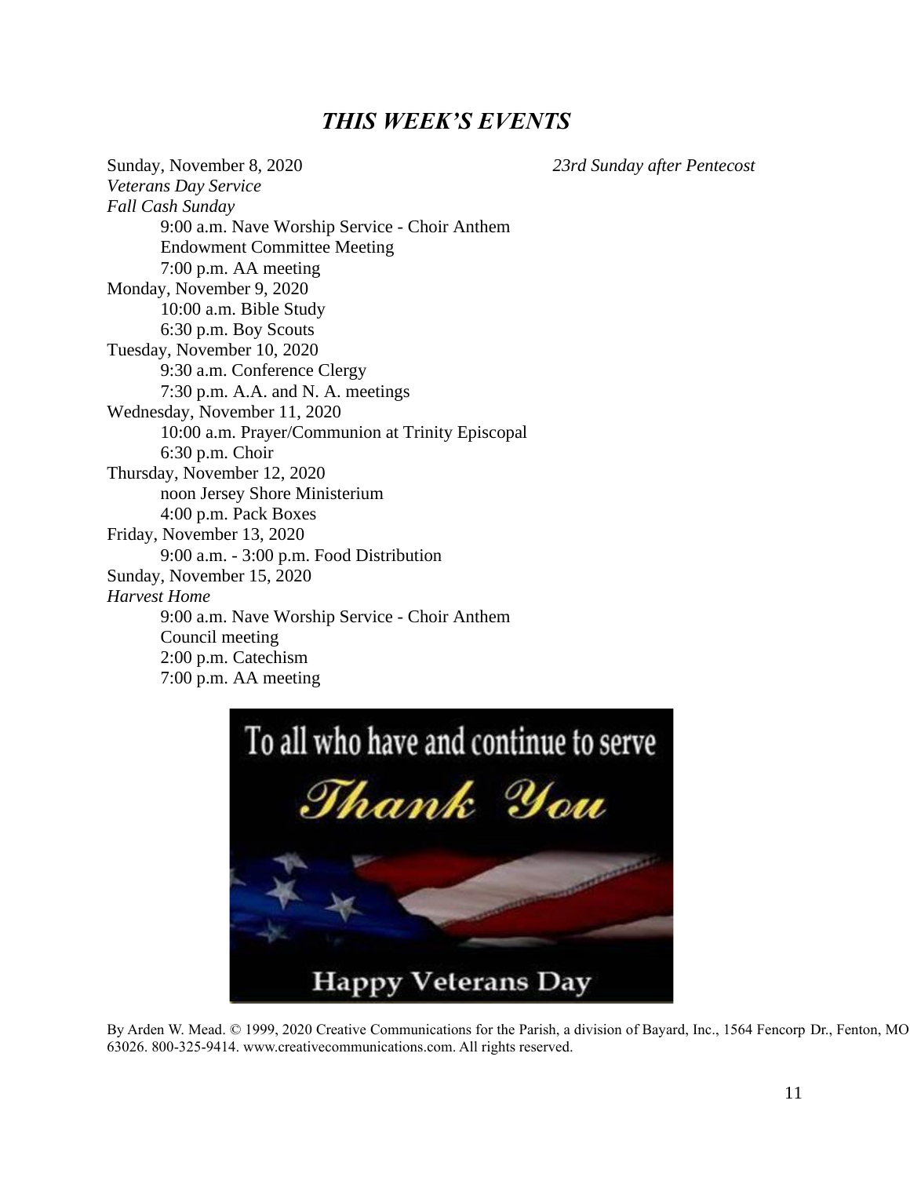## *THIS WEEK'S EVENTS*

Sunday, November 8, 2020 *23rd Sunday after Pentecost*
*Veterans Day Service*
*Fall Cash Sunday*
- 9:00 a.m. Nave Worship Service - Choir Anthem
- Endowment Committee Meeting
- 7:00 p.m. AA meeting

Monday, November 9, 2020
- 10:00 a.m. Bible Study
- 6:30 p.m. Boy Scouts

Tuesday, November 10, 2020
- 9:30 a.m. Conference Clergy
- 7:30 p.m. A.A. and N. A. meetings

Wednesday, November 11, 2020
- 10:00 a.m. Prayer/Communion at Trinity Episcopal
- 6:30 p.m. Choir

Thursday, November 12, 2020
- noon Jersey Shore Ministerium
- 4:00 p.m. Pack Boxes

Friday, November 13, 2020
- 9:00 a.m. - 3:00 p.m. Food Distribution

Sunday, November 15, 2020
*Harvest Home*
- 9:00 a.m. Nave Worship Service - Choir Anthem
- Council meeting
- 2:00 p.m. Catechism
- 7:00 p.m. AA meeting

To all who have and continue to serve

Thank You

Happy Veterans Day

By Arden W. Mead. © 1999, 2020 Creative Communications for the Parish, a division of Bayard, Inc., 1564 Fencorp Dr., Fenton, MO 63026. 800-325-9414. www.creativecommunications.com. All rights reserved.